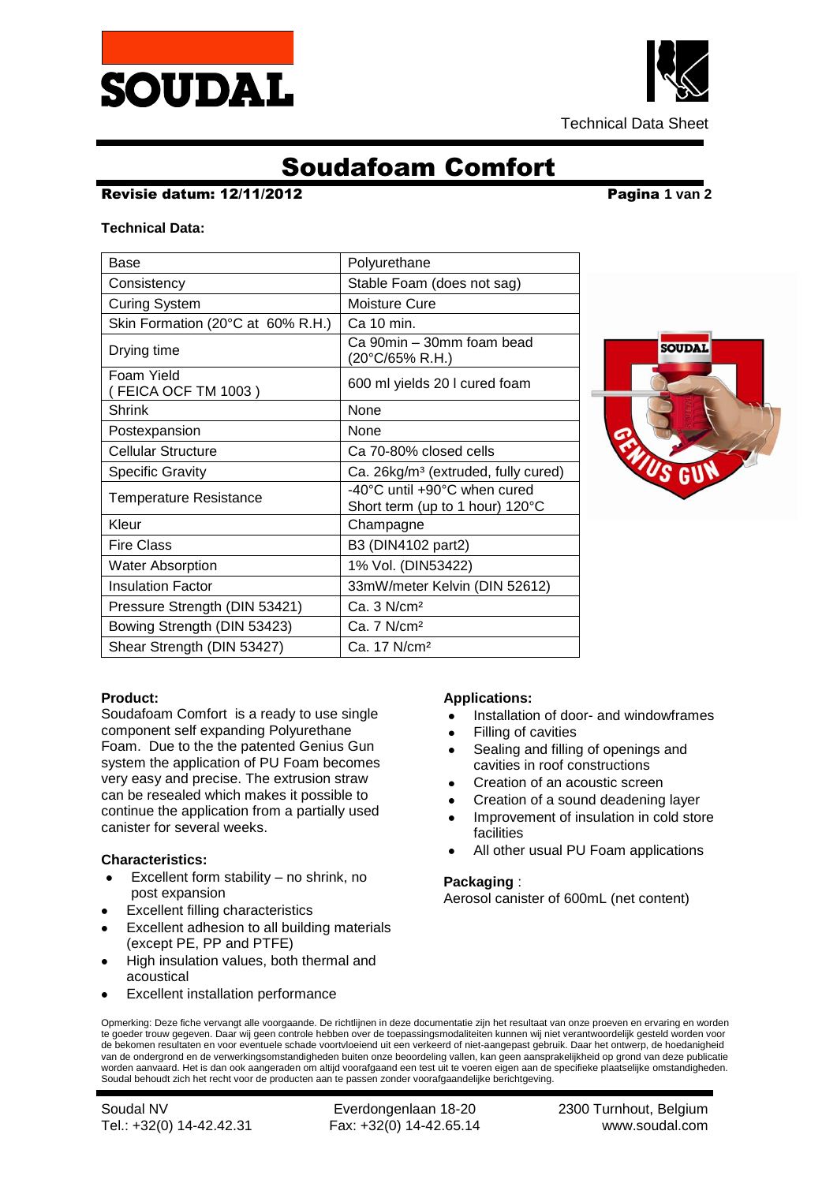# Soudafoam Comfort

**Revisie datum: 12/11/2012**

Technical Data Sheet

**Technical Data:**

| Base | Polyurethane |
|---|---|
| Consistency | Stable Foam (does not sag) |
| Curing System | Moisture Cure |
| Skin Formation (20°C at 60% R.H.) | Ca 10 min. |
| Drying time | Ca 90min – 30mm foam bead (20°C/65% R.H.) |
| Foam Yield ( FEICA OCF TM 1003 ) | 600 ml yields 20 l cured foam |
| Shrink | None |
| Postexpansion | None |
| Cellular Structure | Ca 70-80% closed cells |
| Specific Gravity | Ca. 26kg/m³ (extruded, fully cured) |
| Temperature Resistance | -40°C until +90°C when cured Short term (up to 1 hour) 120°C |
| Kleur | Champagne |
| Fire Class | B3 (DIN4102 part2) |
| Water Absorption | 1% Vol. (DIN53422) |
| Insulation Factor | 33mW/meter Kelvin (DIN 52612) |
| Pressure Strength (DIN 53421) | Ca. 3 N/cm² |
| Bowing Strength (DIN 53423) | Ca. 7 N/cm² |
| Shear Strength (DIN 53427) | Ca. 17 N/cm² |

**Product:**

Soudafoam Comfort is a ready to use single component self expanding Polyurethane Foam. Due to the the patented Genius Gun system the application of PU Foam becomes very easy and precise. The extrusion straw can be resealed which makes it possible to continue the application from a partially used canister for several weeks.

**Characteristics:**

- Excellent form stability – no shrink, no post expansion
- Excellent filling characteristics
- Excellent adhesion to all building materials (except PE, PP and PTFE)
- High insulation values, both thermal and acoustical
- Excellent installation performance

**Applications:**

- Installation of door- and windowframes
- Filling of cavities
- Sealing and filling of openings and cavities in roof constructions
- Creation of an acoustic screen
- Creation of a sound deadening layer
- Improvement of insulation in cold store facilities
- All other usual PU Foam applications

**Packaging** :

Aerosol canister of 600mL (net content)

Opmerking: Deze fiche vervangt alle voorgaande. De richtlijnen in deze documentatie zijn het resultaat van onze proeven en ervaring en worden te goeder trouw gegeven. Daar wij geen controle hebben over de toepassingsmodaliteiten kunnen wij niet verantwoordelijk gesteld worden voor de bekomen resultaten en voor eventuele schade voortvloeiend uit een verkeerd of niet-aangepast gebruik. Daar het ontwerp, de hoedanigheid van de ondergrond en de verwerkingsomstandigheden buiten onze beoordeling vallen, kan geen aansprakelijkheid op grond van deze publicatie worden aanvaard. Het is dan ook aangeraden om altijd voorafgaand een test uit te voeren eigen aan de specifieke plaatselijke omstandigheden. Soudal behoudt zich het recht voor de producten aan te passen zonder voorafgaandelijke berichtgeving.

Soudal NV | Everdongenlaan 18-20 | 2300 Turnhout, Belgium
Tel.: +32(0) 14-42.42.31 | Fax: +32(0) 14-42.65.14 | www.soudal.com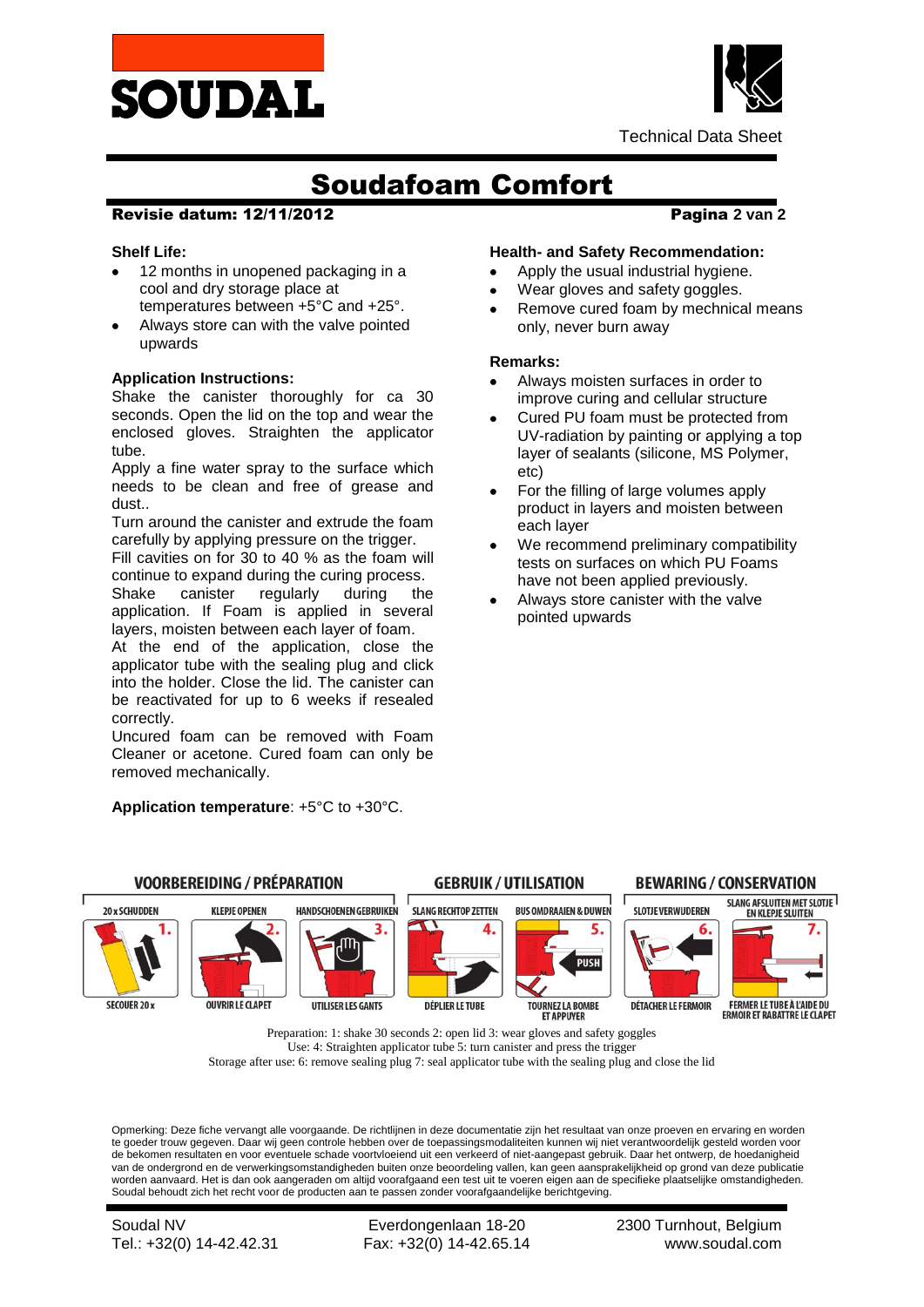# Soudafoam Comfort

**Revisie datum: 12/11/2012**

### Shelf Life:

- 12 months in unopened packaging in a cool and dry storage place at temperatures between +5°C and +25°.
- Always store can with the valve pointed upwards

### Application Instructions:

Shake the canister thoroughly for ca 30 seconds. Open the lid on the top and wear the enclosed gloves. Straighten the applicator tube.

Apply a fine water spray to the surface which needs to be clean and free of grease and dust..

Turn around the canister and extrude the foam carefully by applying pressure on the trigger.

Fill cavities on for 30 to 40 % as the foam will continue to expand during the curing process.

Shake canister regularly during the application. If Foam is applied in several layers, moisten between each layer of foam.

At the end of the application, close the applicator tube with the sealing plug and click into the holder. Close the lid. The canister can be reactivated for up to 6 weeks if resealed correctly.

Uncured foam can be removed with Foam Cleaner or acetone. Cured foam can only be removed mechanically.

**Application temperature**: +5°C to +30°C.

### Health- and Safety Recommendation:

- Apply the usual industrial hygiene.
- Wear gloves and safety goggles.
- Remove cured foam by mechnical means only, never burn away

### Remarks:

- Always moisten surfaces in order to improve curing and cellular structure
- Cured PU foam must be protected from UV-radiation by painting or applying a top layer of sealants (silicone, MS Polymer, etc)
- For the filling of large volumes apply product in layers and moisten between each layer
- We recommend preliminary compatibility tests on surfaces on which PU Foams have not been applied previously.
- Always store canister with the valve pointed upwards

VOORBEREIDING / PRÉPARATION

1. 20 x SCHUDDEN / SECOUER 20 x
2. KLEPJE OPENEN / OUVRIR LE CLAPET
3. HANDSCHOENEN GEBRUIKEN / UTILISER LES GANTS

GEBRUIK / UTILISATION

4. SLANG RECHTOP ZETTEN / DÉPLIER LE TUBE
5. BUS OMDRAAIEN & DUWEN / TOURNEZ LA BOMBE ET APPUYER (PUSH)

BEWARING / CONSERVATION

6. SLOTJE VERWIJDEREN / DÉTACHER LE FERMOIR
7. SLANG AFSLUITEN MET SLOTJE EN KLEPJE SLUITEN / FERMER LE TUBE À L'AIDE DU FERMOIR ET RABATTRE LE CLAPET

Preparation: 1: shake 30 seconds 2: open lid 3: wear gloves and safety goggles
Use: 4: Straighten applicator tube 5: turn canister and press the trigger
Storage after use: 6: remove sealing plug 7: seal applicator tube with the sealing plug and close the lid

Opmerking: Deze fiche vervangt alle voorgaande. De richtlijnen in deze documentatie zijn het resultaat van onze proeven en ervaring en worden te goeder trouw gegeven. Daar wij geen controle hebben over de toepassingsmodaliteiten kunnen wij niet verantwoordelijk gesteld worden voor de bekomen resultaten en voor eventuele schade voortvloeiend uit een verkeerd of niet-aangepast gebruik. Daar het ontwerp, de hoedanigheid van de ondergrond en de verwerkingsomstandigheden buiten onze beoordeling vallen, kan geen aansprakelijkheid op grond van deze publicatie worden aanvaard. Het is dan ook aangeraden om altijd voorafgaand een test uit te voeren eigen aan de specifieke plaatselijke omstandigheden. Soudal behoudt zich het recht voor de producten aan te passen zonder voorafgaandelijke berichtgeving.

Soudal NV | Everdongenlaan 18-20 | 2300 Turnhout, Belgium
Tel.: +32(0) 14-42.42.31 | Fax: +32(0) 14-42.65.14 | www.soudal.com